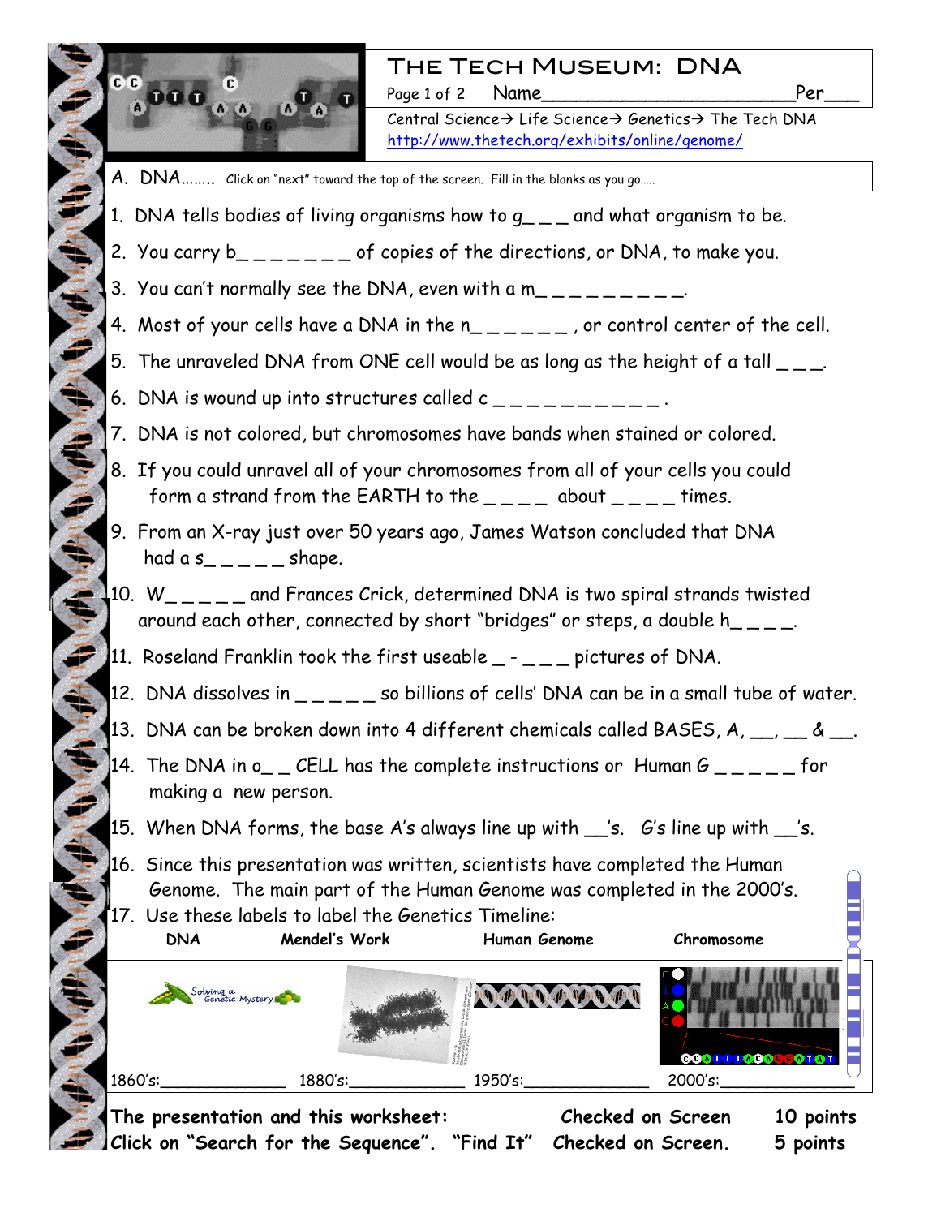# The Tech Museum: DNA

Page 1 of 2 Name_____________________ Per___

Central Science→ Life Science→ Genetics→ The Tech DNA
http://www.thetech.org/exhibits/online/genome/

## A. DNA........ Click on "next" toward the top of the screen. Fill in the blanks as you go.....

1. DNA tells bodies of living organisms how to g_ _ _ and what organism to be.
2. You carry b_ _ _ _ _ _ _ of copies of the directions, or DNA, to make you.
3. You can't normally see the DNA, even with a m_ _ _ _ _ _ _ _ _.
4. Most of your cells have a DNA in the n_ _ _ _ _ _ , or control center of the cell.
5. The unraveled DNA from ONE cell would be as long as the height of a tall _ _ _.
6. DNA is wound up into structures called c _ _ _ _ _ _ _ _ _ _ .
7. DNA is not colored, but chromosomes have bands when stained or colored.
8. If you could unravel all of your chromosomes from all of your cells you could form a strand from the EARTH to the _ _ _ _ about _ _ _ _ times.
9. From an X-ray just over 50 years ago, James Watson concluded that DNA had a s_ _ _ _ _ shape.
10. W_ _ _ _ _ and Frances Crick, determined DNA is two spiral strands twisted around each other, connected by short "bridges" or steps, a double h_ _ _ _.
11. Roseland Franklin took the first useable _ - _ _ _ pictures of DNA.
12. DNA dissolves in _ _ _ _ _ so billions of cells' DNA can be in a small tube of water.
13. DNA can be broken down into 4 different chemicals called BASES, A, __, __ & __.
14. The DNA in o_ _ CELL has the complete instructions or Human G _ _ _ _ _ for making a new person.
15. When DNA forms, the base A's always line up with __'s. G's line up with __'s.
16. Since this presentation was written, scientists have completed the Human Genome. The main part of the Human Genome was completed in the 2000's.
17. Use these labels to label the Genetics Timeline:

**DNA** **Mendel's Work** **Human Genome** **Chromosome**

1860's:______________ 1880's:_____________ 1950's:______________ 2000's:______________

| **The presentation and this worksheet:** | **Checked on Screen** | **10 points** |
|---|---|---|
| **Click on "Search for the Sequence". "Find It"** | **Checked on Screen.** | **5 points** |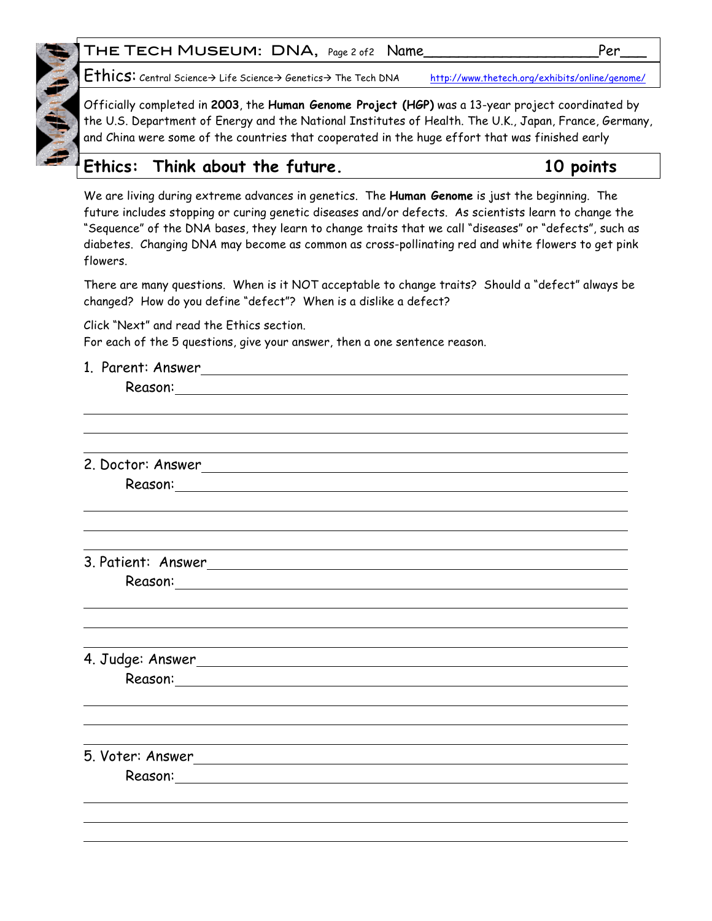# THE TECH MUSEUM: DNA, Page 2 of 2 Name___________________ Per___

Ethics: Central Science→ Life Science→ Genetics→ The Tech DNA http://www.thetech.org/exhibits/online/genome/

Officially completed in **2003**, the **Human Genome Project (HGP)** was a 13-year project coordinated by the U.S. Department of Energy and the National Institutes of Health. The U.K., Japan, France, Germany, and China were some of the countries that cooperated in the huge effort that was finished early

## Ethics: Think about the future. 10 points

We are living during extreme advances in genetics. The **Human Genome** is just the beginning. The future includes stopping or curing genetic diseases and/or defects. As scientists learn to change the "Sequence" of the DNA bases, they learn to change traits that we call "diseases" or "defects", such as diabetes. Changing DNA may become as common as cross-pollinating red and white flowers to get pink flowers.

There are many questions. When is it NOT acceptable to change traits? Should a "defect" always be changed? How do you define "defect"? When is a dislike a defect?

Click "Next" and read the Ethics section.
For each of the 5 questions, give your answer, then a one sentence reason.

1. Parent: Answer______________________________________________
   Reason:______________________________________________
   ______________________________________________
   ______________________________________________
   ______________________________________________

2. Doctor: Answer______________________________________________
   Reason:______________________________________________
   ______________________________________________
   ______________________________________________
   ______________________________________________

3. Patient: Answer______________________________________________
   Reason:______________________________________________
   ______________________________________________
   ______________________________________________
   ______________________________________________

4. Judge: Answer______________________________________________
   Reason:______________________________________________
   ______________________________________________
   ______________________________________________
   ______________________________________________

5. Voter: Answer______________________________________________
   Reason:______________________________________________
   ______________________________________________
   ______________________________________________
   ______________________________________________